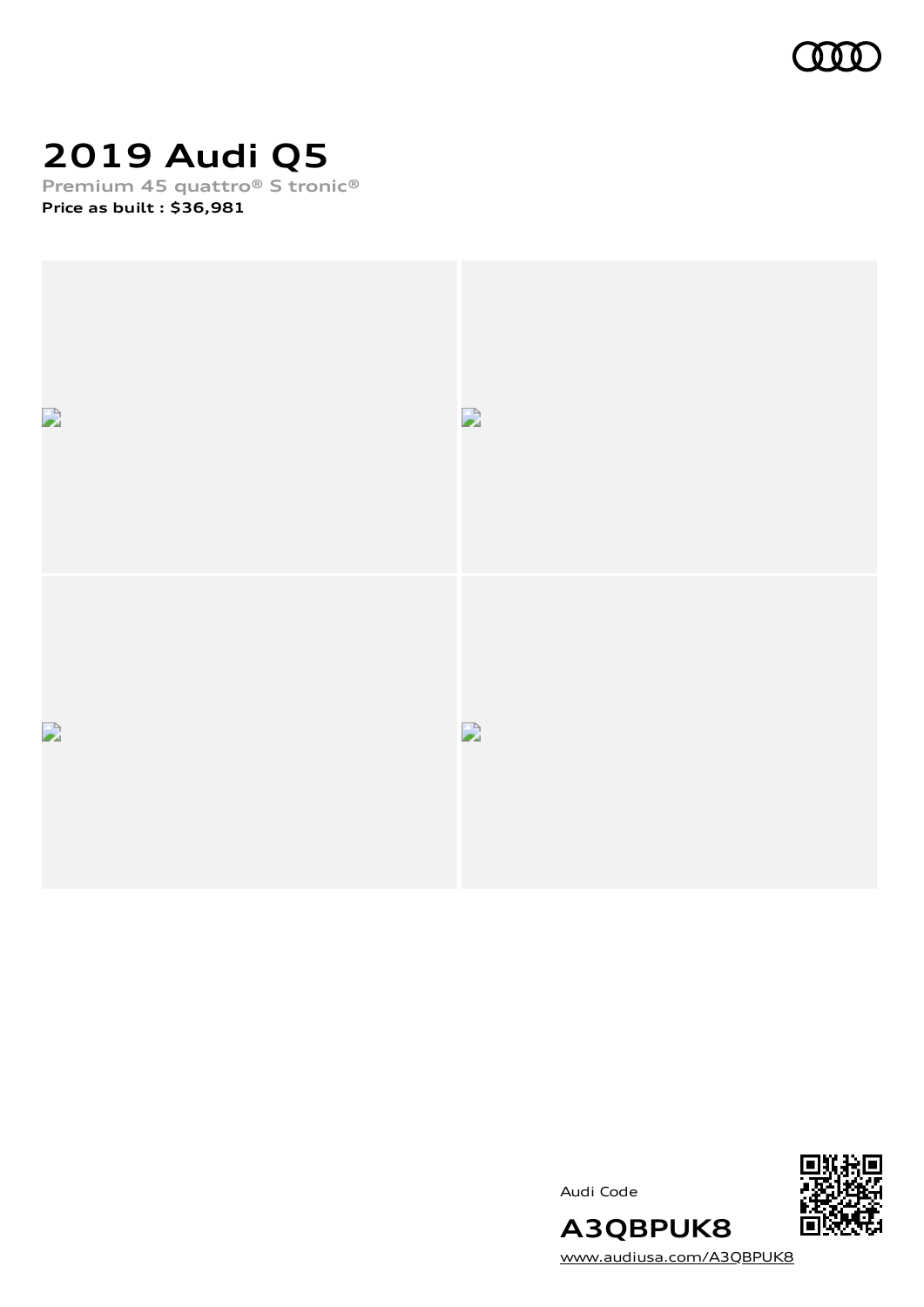# 2019 Audi Q5

**Premium 45 quattro® S tronic®**

**Price as built : $36,981**

Audi Code

**A3QBPUK8**

www.audiusa.com/A3QBPUK8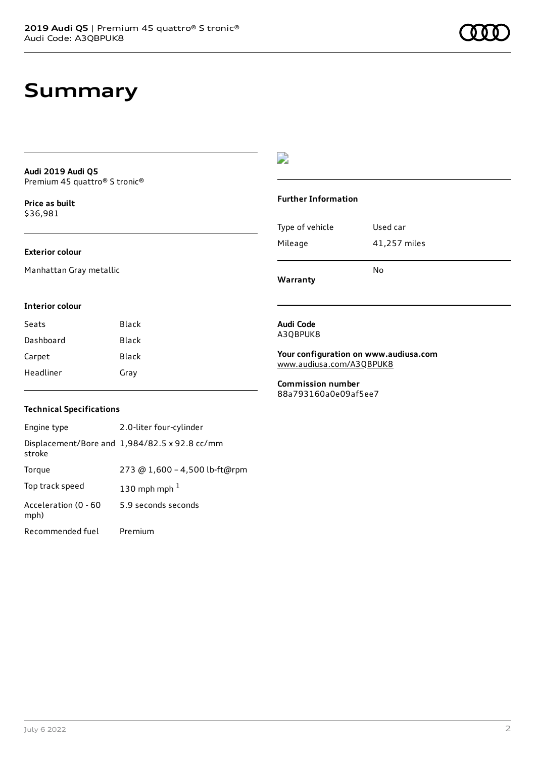# Summary

**Audi 2019 Audi Q5**
Premium 45 quattro® S tronic®

**Price as built**
$36,981

### Exterior colour

Manhattan Gray metallic

### Interior colour

| | |
|---|---|
| Seats | Black |
| Dashboard | Black |
| Carpet | Black |
| Headliner | Gray |

### Technical Specifications

| | |
|---|---|
| Engine type | 2.0-liter four-cylinder |
| Displacement/Bore and stroke | 1,984/82.5 x 92.8 cc/mm |
| Torque | 273 @ 1,600 – 4,500 lb-ft@rpm |
| Top track speed | 130 mph mph [1] |
| Acceleration (0 - 60 mph) | 5.9 seconds seconds |
| Recommended fuel | Premium |

### Further Information

| | |
|---|---|
| Type of vehicle | Used car |
| Mileage | 41,257 miles |
| **Warranty** | No |

**Audi Code**
A3QBPUK8

**Your configuration on www.audiusa.com**
www.audiusa.com/A3QBPUK8

**Commission number**
88a793160a0e09af5ee7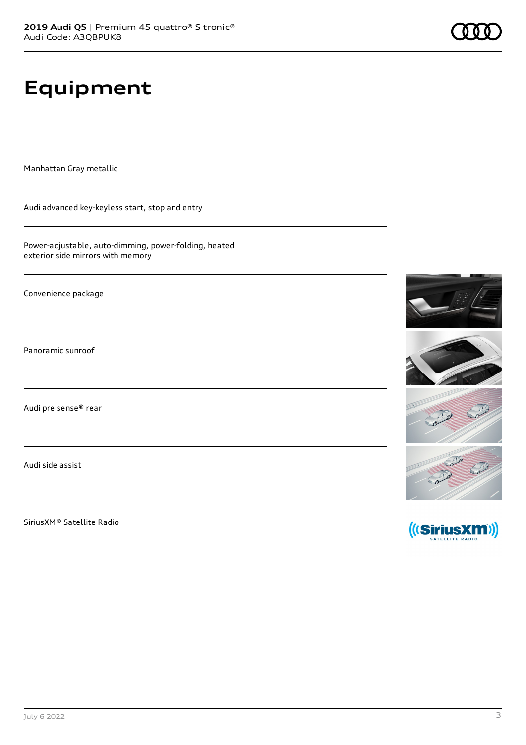# Equipment

Manhattan Gray metallic

Audi advanced key-keyless start, stop and entry

Power-adjustable, auto-dimming, power-folding, heated exterior side mirrors with memory

Convenience package

Panoramic sunroof

Audi pre sense® rear

Audi side assist

SiriusXM® Satellite Radio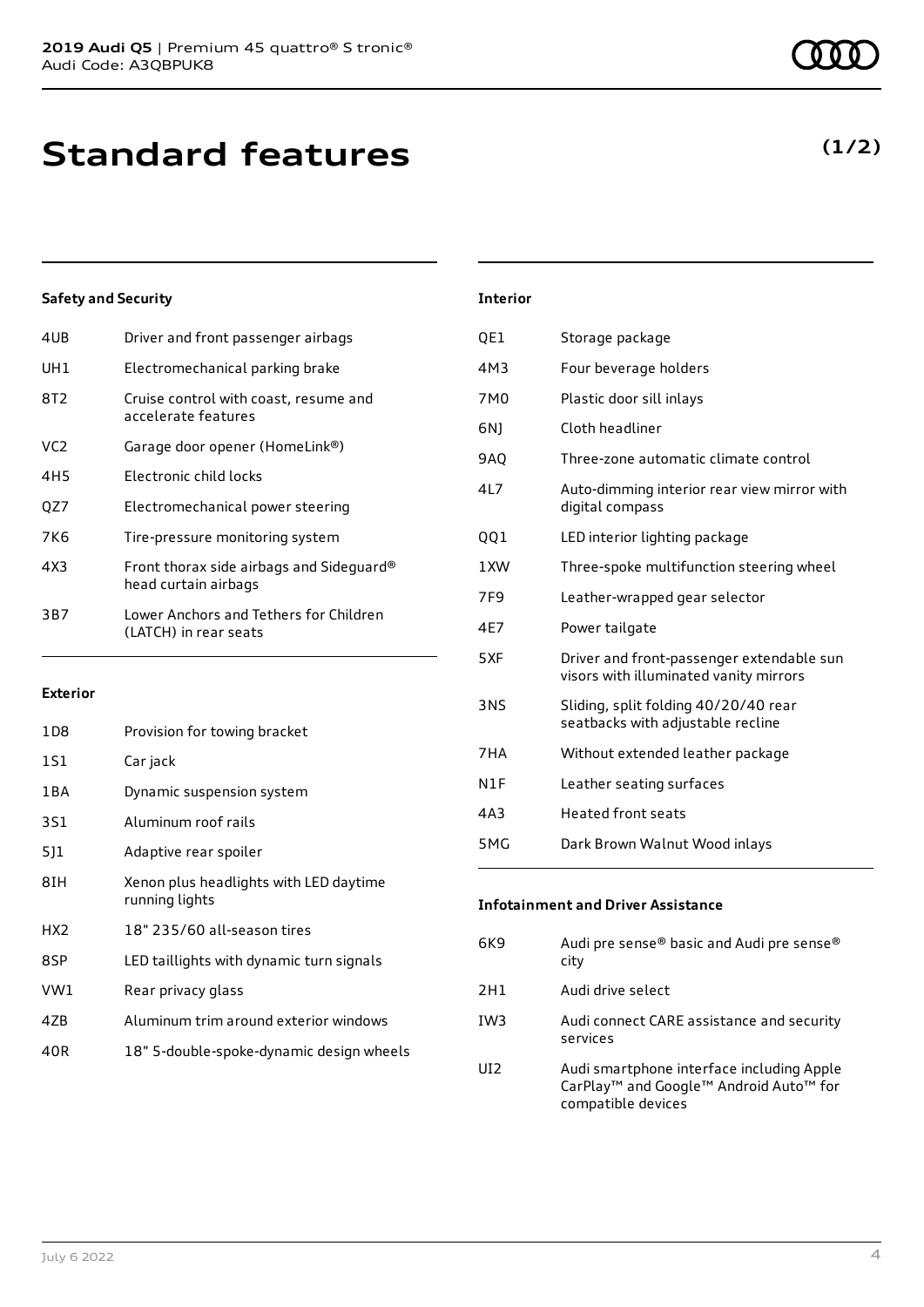# Standard features

**(1/2)**

### Safety and Security

| | |
|---|---|
| 4UB | Driver and front passenger airbags |
| UH1 | Electromechanical parking brake |
| 8T2 | Cruise control with coast, resume and accelerate features |
| VC2 | Garage door opener (HomeLink®) |
| 4H5 | Electronic child locks |
| QZ7 | Electromechanical power steering |
| 7K6 | Tire-pressure monitoring system |
| 4X3 | Front thorax side airbags and Sideguard® head curtain airbags |
| 3B7 | Lower Anchors and Tethers for Children (LATCH) in rear seats |

### Exterior

| | |
|---|---|
| 1D8 | Provision for towing bracket |
| 1S1 | Car jack |
| 1BA | Dynamic suspension system |
| 3S1 | Aluminum roof rails |
| 5J1 | Adaptive rear spoiler |
| 8IH | Xenon plus headlights with LED daytime running lights |
| HX2 | 18" 235/60 all-season tires |
| 8SP | LED taillights with dynamic turn signals |
| VW1 | Rear privacy glass |
| 4ZB | Aluminum trim around exterior windows |
| 40R | 18" 5-double-spoke-dynamic design wheels |

### Interior

| | |
|---|---|
| QE1 | Storage package |
| 4M3 | Four beverage holders |
| 7M0 | Plastic door sill inlays |
| 6NJ | Cloth headliner |
| 9AQ | Three-zone automatic climate control |
| 4L7 | Auto-dimming interior rear view mirror with digital compass |
| QQ1 | LED interior lighting package |
| 1XW | Three-spoke multifunction steering wheel |
| 7F9 | Leather-wrapped gear selector |
| 4E7 | Power tailgate |
| 5XF | Driver and front-passenger extendable sun visors with illuminated vanity mirrors |
| 3NS | Sliding, split folding 40/20/40 rear seatbacks with adjustable recline |
| 7HA | Without extended leather package |
| N1F | Leather seating surfaces |
| 4A3 | Heated front seats |
| 5MG | Dark Brown Walnut Wood inlays |

### Infotainment and Driver Assistance

| | |
|---|---|
| 6K9 | Audi pre sense® basic and Audi pre sense® city |
| 2H1 | Audi drive select |
| IW3 | Audi connect CARE assistance and security services |
| UI2 | Audi smartphone interface including Apple CarPlay™ and Google™ Android Auto™ for compatible devices |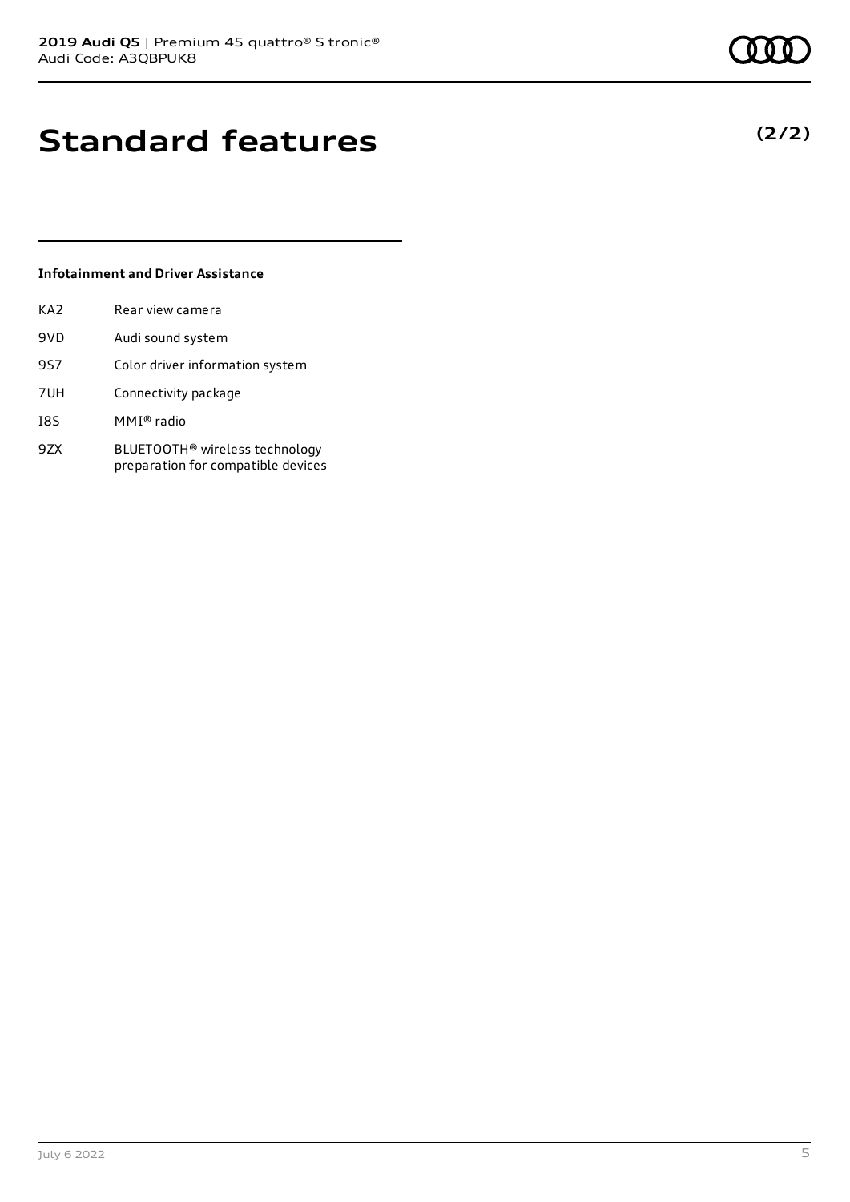# Standard features

**(2/2)**

### Infotainment and Driver Assistance

| | |
|---|---|
| KA2 | Rear view camera |
| 9VD | Audi sound system |
| 9S7 | Color driver information system |
| 7UH | Connectivity package |
| I8S | MMI® radio |
| 9ZX | BLUETOOTH® wireless technology preparation for compatible devices |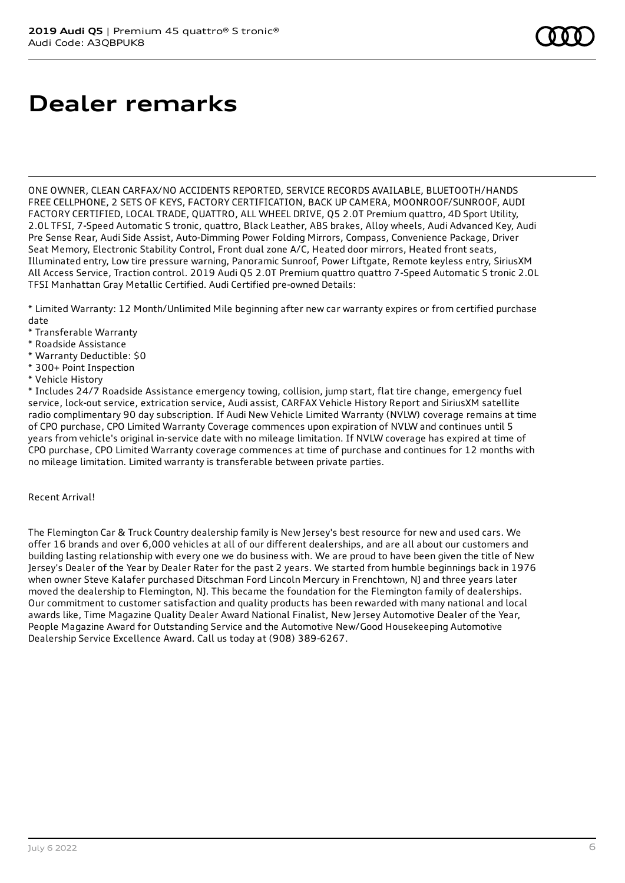# Dealer remarks

ONE OWNER, CLEAN CARFAX/NO ACCIDENTS REPORTED, SERVICE RECORDS AVAILABLE, BLUETOOTH/HANDS FREE CELLPHONE, 2 SETS OF KEYS, FACTORY CERTIFICATION, BACK UP CAMERA, MOONROOF/SUNROOF, AUDI FACTORY CERTIFIED, LOCAL TRADE, QUATTRO, ALL WHEEL DRIVE, Q5 2.0T Premium quattro, 4D Sport Utility, 2.0L TFSI, 7-Speed Automatic S tronic, quattro, Black Leather, ABS brakes, Alloy wheels, Audi Advanced Key, Audi Pre Sense Rear, Audi Side Assist, Auto-Dimming Power Folding Mirrors, Compass, Convenience Package, Driver Seat Memory, Electronic Stability Control, Front dual zone A/C, Heated door mirrors, Heated front seats, Illuminated entry, Low tire pressure warning, Panoramic Sunroof, Power Liftgate, Remote keyless entry, SiriusXM All Access Service, Traction control. 2019 Audi Q5 2.0T Premium quattro quattro 7-Speed Automatic S tronic 2.0L TFSI Manhattan Gray Metallic Certified. Audi Certified pre-owned Details:

* Limited Warranty: 12 Month/Unlimited Mile beginning after new car warranty expires or from certified purchase date
* Transferable Warranty
* Roadside Assistance
* Warranty Deductible: $0
* 300+ Point Inspection
* Vehicle History
* Includes 24/7 Roadside Assistance emergency towing, collision, jump start, flat tire change, emergency fuel service, lock-out service, extrication service, Audi assist, CARFAX Vehicle History Report and SiriusXM satellite radio complimentary 90 day subscription. If Audi New Vehicle Limited Warranty (NVLW) coverage remains at time of CPO purchase, CPO Limited Warranty Coverage commences upon expiration of NVLW and continues until 5 years from vehicle's original in-service date with no mileage limitation. If NVLW coverage has expired at time of CPO purchase, CPO Limited Warranty coverage commences at time of purchase and continues for 12 months with no mileage limitation. Limited warranty is transferable between private parties.

Recent Arrival!

The Flemington Car & Truck Country dealership family is New Jersey's best resource for new and used cars. We offer 16 brands and over 6,000 vehicles at all of our different dealerships, and are all about our customers and building lasting relationship with every one we do business with. We are proud to have been given the title of New Jersey's Dealer of the Year by Dealer Rater for the past 2 years. We started from humble beginnings back in 1976 when owner Steve Kalafer purchased Ditschman Ford Lincoln Mercury in Frenchtown, NJ and three years later moved the dealership to Flemington, NJ. This became the foundation for the Flemington family of dealerships. Our commitment to customer satisfaction and quality products has been rewarded with many national and local awards like, Time Magazine Quality Dealer Award National Finalist, New Jersey Automotive Dealer of the Year, People Magazine Award for Outstanding Service and the Automotive New/Good Housekeeping Automotive Dealership Service Excellence Award. Call us today at (908) 389-6267.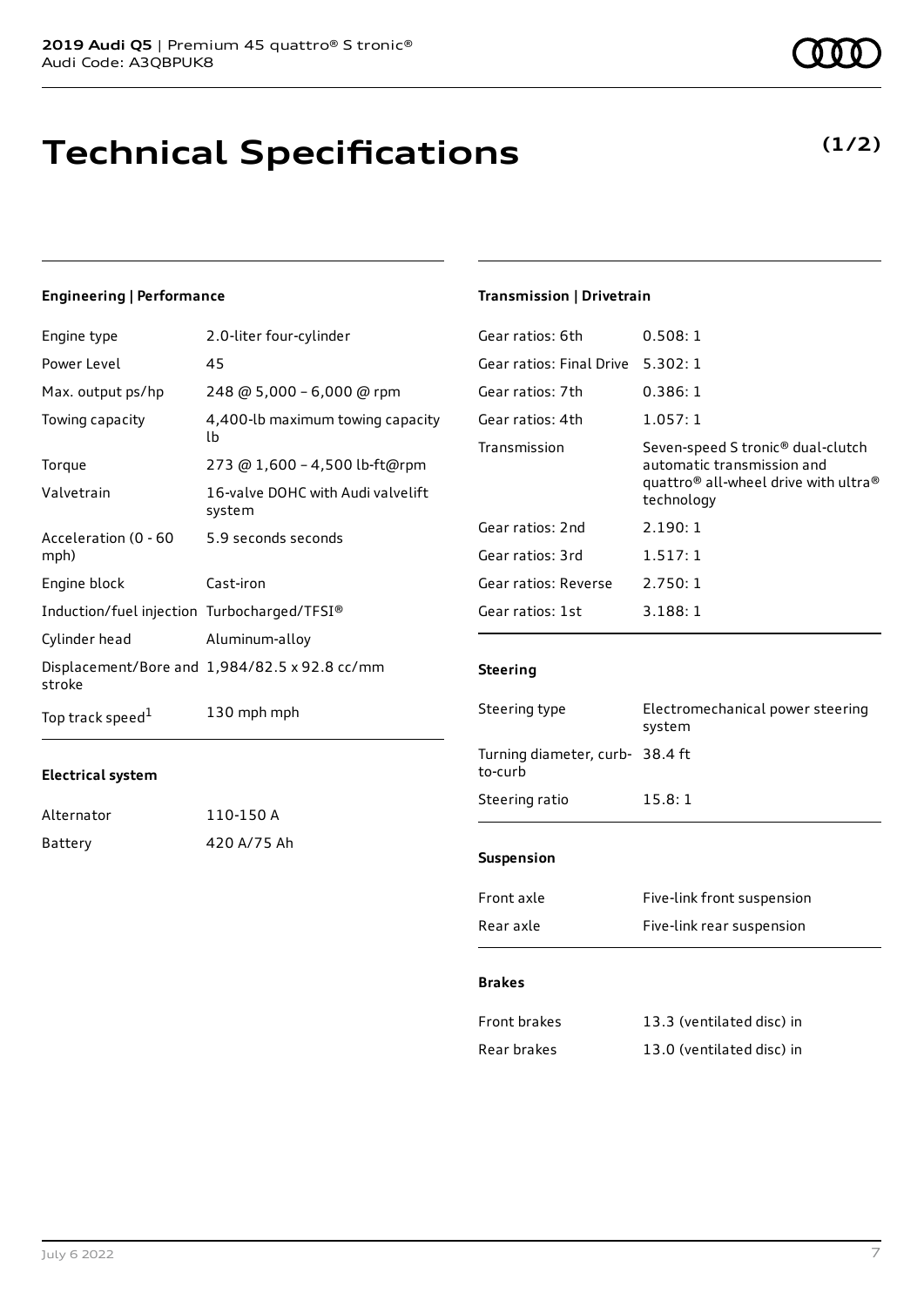# Technical Specifications

**(1/2)**

### Engineering | Performance

| | |
|---|---|
| Engine type | 2.0-liter four-cylinder |
| Power Level | 45 |
| Max. output ps/hp | 248 @ 5,000 – 6,000 @ rpm |
| Towing capacity | 4,400-lb maximum towing capacity lb |
| Torque | 273 @ 1,600 – 4,500 lb-ft@rpm |
| Valvetrain | 16-valve DOHC with Audi valvelift system |
| Acceleration (0 - 60 mph) | 5.9 seconds seconds |
| Engine block | Cast-iron |
| Induction/fuel injection | Turbocharged/TFSI® |
| Cylinder head | Aluminum-alloy |
| Displacement/Bore and stroke | 1,984/82.5 x 92.8 cc/mm |
| Top track speed[1] | 130 mph mph |

### Electrical system

| | |
|---|---|
| Alternator | 110-150 A |
| Battery | 420 A/75 Ah |

### Transmission | Drivetrain

| | |
|---|---|
| Gear ratios: 6th | 0.508: 1 |
| Gear ratios: Final Drive | 5.302: 1 |
| Gear ratios: 7th | 0.386: 1 |
| Gear ratios: 4th | 1.057: 1 |
| Transmission | Seven-speed S tronic® dual-clutch automatic transmission and quattro® all-wheel drive with ultra® technology |
| Gear ratios: 2nd | 2.190: 1 |
| Gear ratios: 3rd | 1.517: 1 |
| Gear ratios: Reverse | 2.750: 1 |
| Gear ratios: 1st | 3.188: 1 |

### Steering

| | |
|---|---|
| Steering type | Electromechanical power steering system |
| Turning diameter, curb-to-curb | 38.4 ft |
| Steering ratio | 15.8: 1 |

### Suspension

| | |
|---|---|
| Front axle | Five-link front suspension |
| Rear axle | Five-link rear suspension |

### Brakes

| | |
|---|---|
| Front brakes | 13.3 (ventilated disc) in |
| Rear brakes | 13.0 (ventilated disc) in |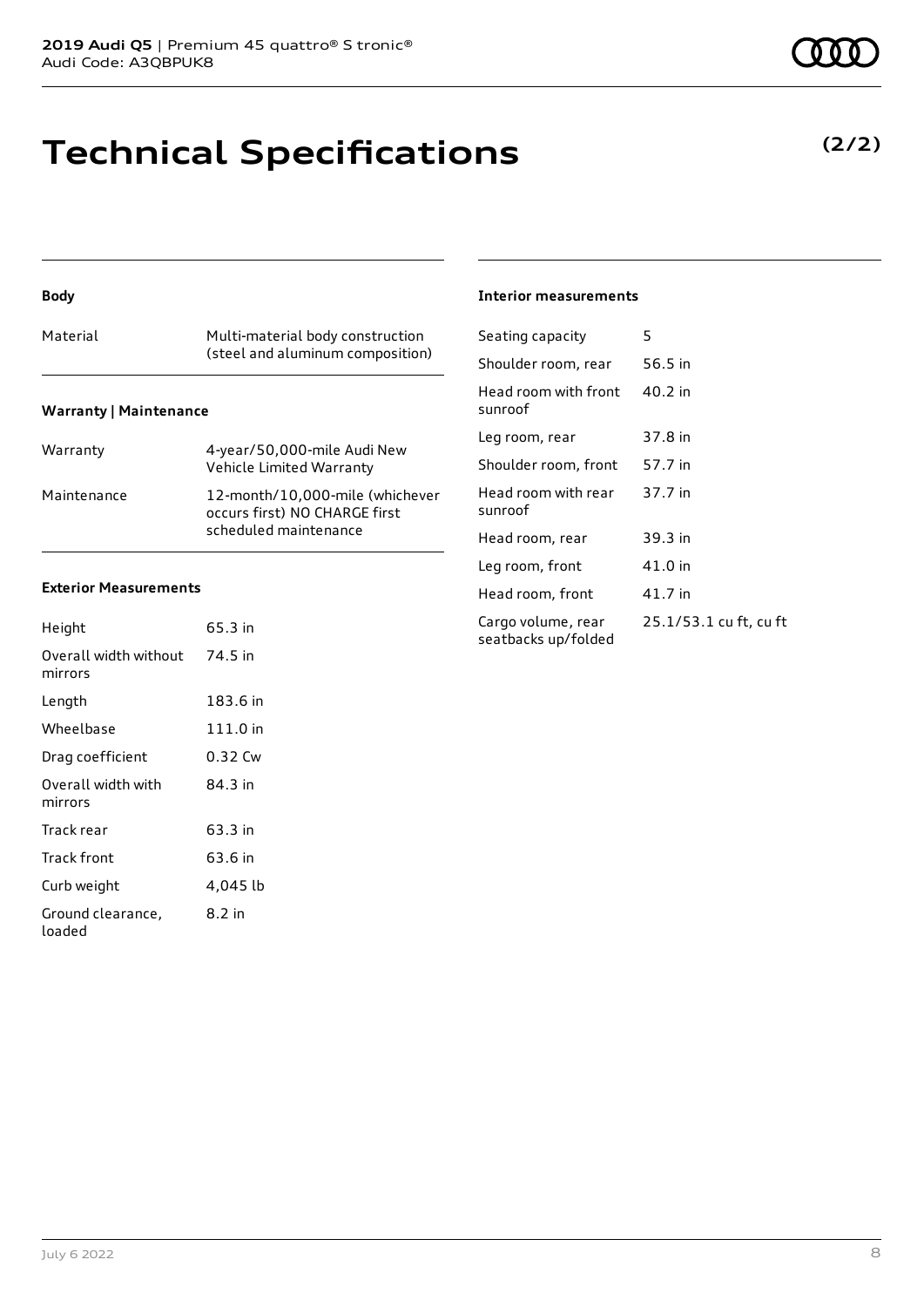# Technical Specifications

**(2/2)**

### Body

| | |
|---|---|
| Material | Multi-material body construction (steel and aluminum composition) |

### Warranty | Maintenance

| | |
|---|---|
| Warranty | 4-year/50,000-mile Audi New Vehicle Limited Warranty |
| Maintenance | 12-month/10,000-mile (whichever occurs first) NO CHARGE first scheduled maintenance |

### Exterior Measurements

| | |
|---|---|
| Height | 65.3 in |
| Overall width without mirrors | 74.5 in |
| Length | 183.6 in |
| Wheelbase | 111.0 in |
| Drag coefficient | 0.32 Cw |
| Overall width with mirrors | 84.3 in |
| Track rear | 63.3 in |
| Track front | 63.6 in |
| Curb weight | 4,045 lb |
| Ground clearance, loaded | 8.2 in |

### Interior measurements

| | |
|---|---|
| Seating capacity | 5 |
| Shoulder room, rear | 56.5 in |
| Head room with front sunroof | 40.2 in |
| Leg room, rear | 37.8 in |
| Shoulder room, front | 57.7 in |
| Head room with rear sunroof | 37.7 in |
| Head room, rear | 39.3 in |
| Leg room, front | 41.0 in |
| Head room, front | 41.7 in |
| Cargo volume, rear seatbacks up/folded | 25.1/53.1 cu ft, cu ft |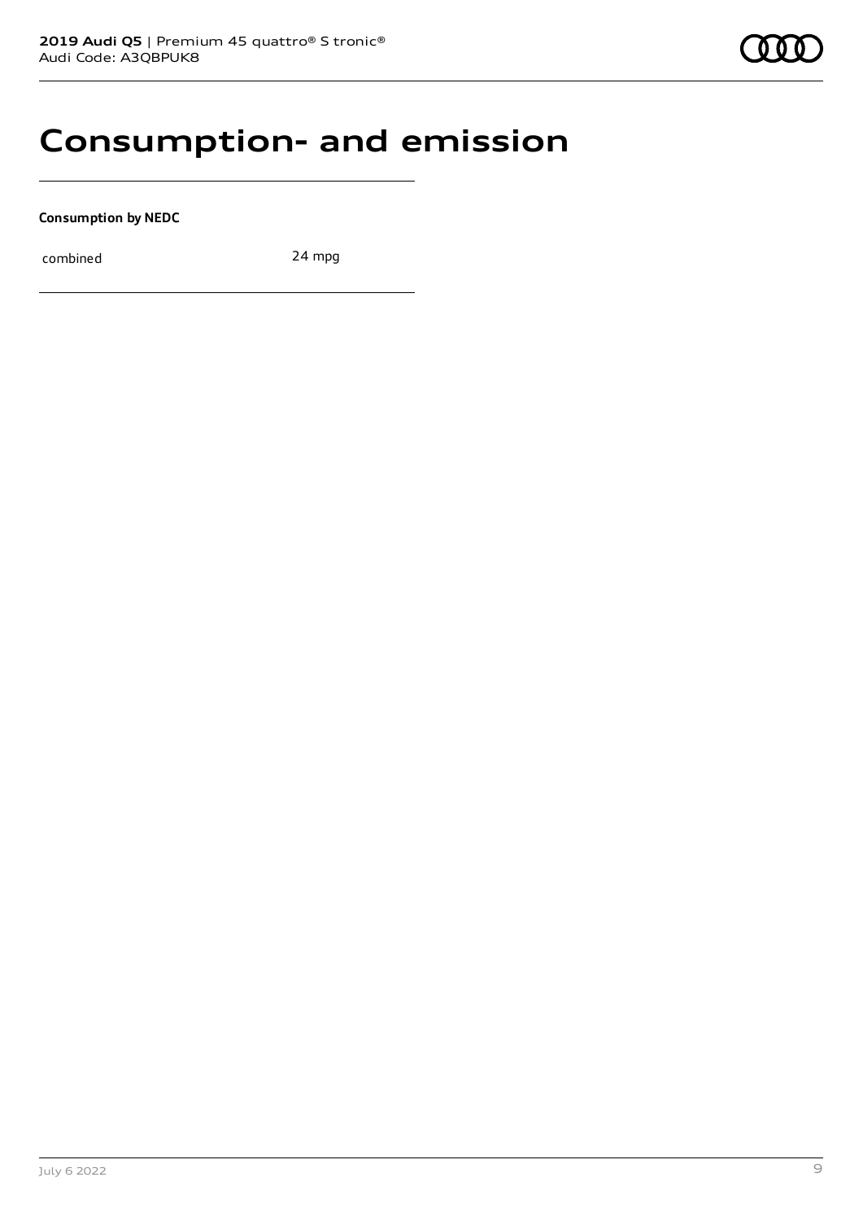# Consumption- and emission

**Consumption by NEDC**

| | |
|---|---|
| combined | 24 mpg |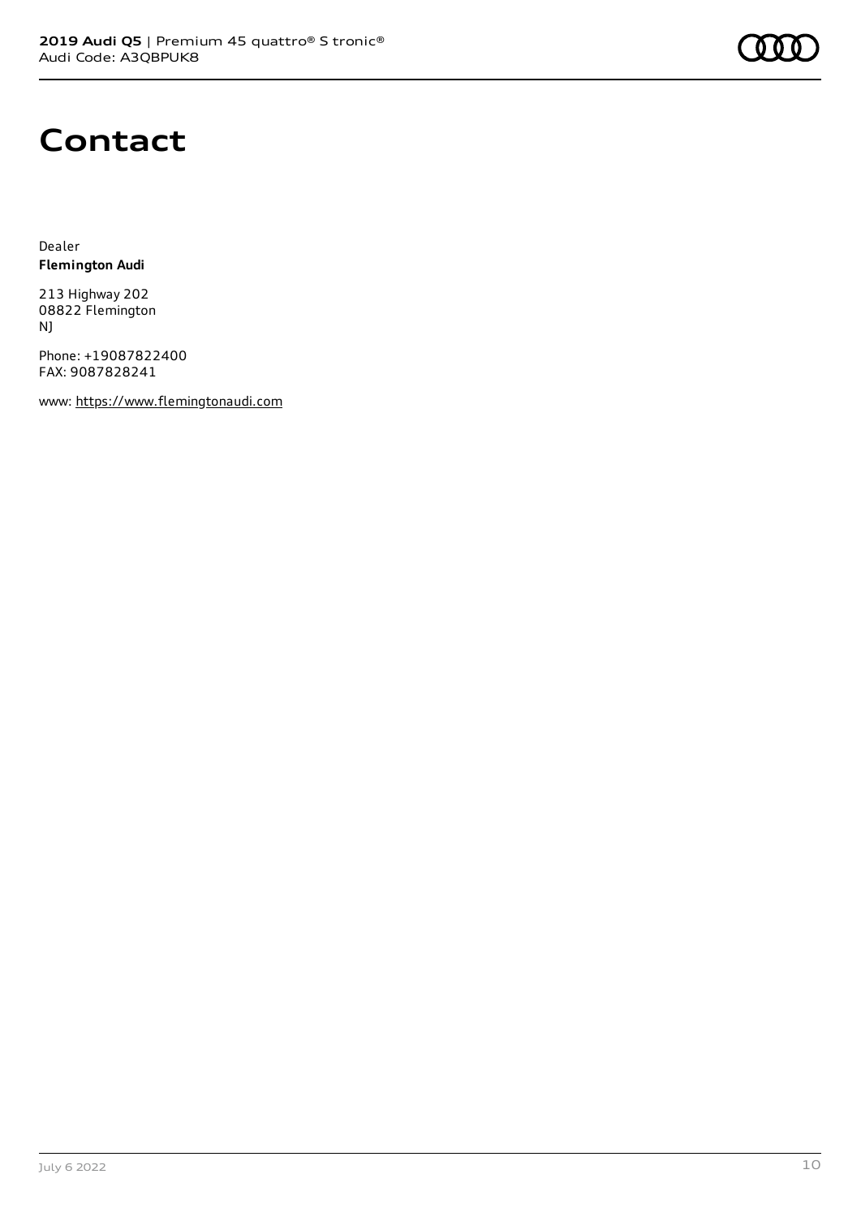# Contact

Dealer
**Flemington Audi**

213 Highway 202
08822 Flemington
NJ

Phone: +19087822400
FAX: 9087828241

www: https://www.flemingtonaudi.com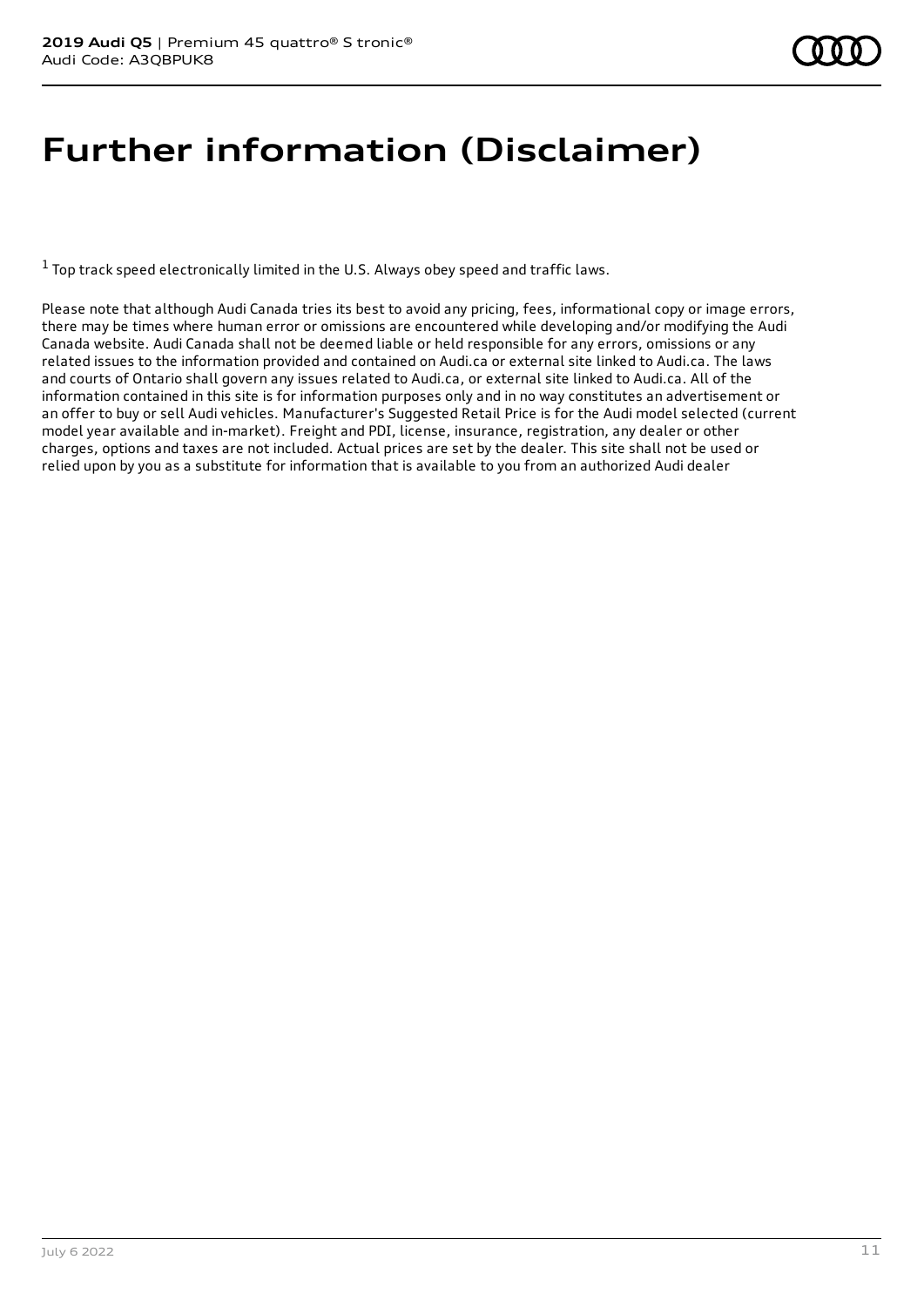# Further information (Disclaimer)

[1] Top track speed electronically limited in the U.S. Always obey speed and traffic laws.

Please note that although Audi Canada tries its best to avoid any pricing, fees, informational copy or image errors, there may be times where human error or omissions are encountered while developing and/or modifying the Audi Canada website. Audi Canada shall not be deemed liable or held responsible for any errors, omissions or any related issues to the information provided and contained on Audi.ca or external site linked to Audi.ca. The laws and courts of Ontario shall govern any issues related to Audi.ca, or external site linked to Audi.ca. All of the information contained in this site is for information purposes only and in no way constitutes an advertisement or an offer to buy or sell Audi vehicles. Manufacturer's Suggested Retail Price is for the Audi model selected (current model year available and in-market). Freight and PDI, license, insurance, registration, any dealer or other charges, options and taxes are not included. Actual prices are set by the dealer. This site shall not be used or relied upon by you as a substitute for information that is available to you from an authorized Audi dealer